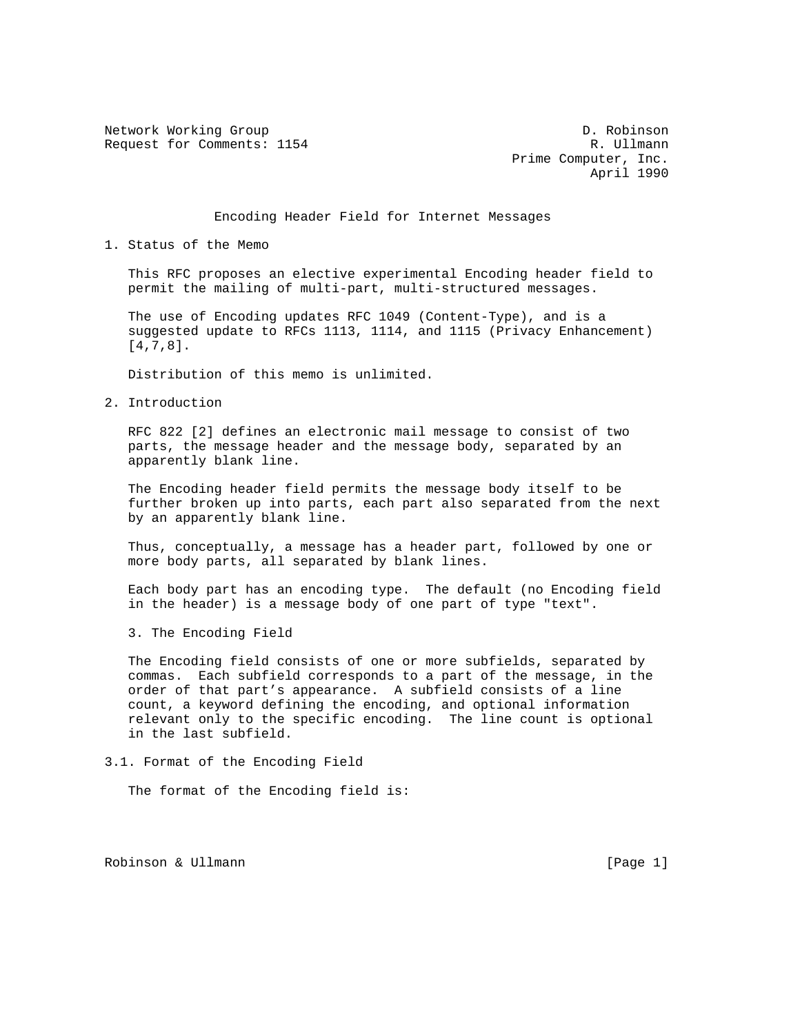Network Working Group D. Robinson
Request for Comments: 1154 R. Ullmann
Prime Computer, Inc.
April 1990

# Encoding Header Field for Internet Messages

## 1. Status of the Memo

This RFC proposes an elective experimental Encoding header field to permit the mailing of multi-part, multi-structured messages.

The use of Encoding updates RFC 1049 (Content-Type), and is a suggested update to RFCs 1113, 1114, and 1115 (Privacy Enhancement) [4,7,8].

Distribution of this memo is unlimited.

## 2. Introduction

RFC 822 [2] defines an electronic mail message to consist of two parts, the message header and the message body, separated by an apparently blank line.

The Encoding header field permits the message body itself to be further broken up into parts, each part also separated from the next by an apparently blank line.

Thus, conceptually, a message has a header part, followed by one or more body parts, all separated by blank lines.

Each body part has an encoding type. The default (no Encoding field in the header) is a message body of one part of type "text".

## 3. The Encoding Field

The Encoding field consists of one or more subfields, separated by commas. Each subfield corresponds to a part of the message, in the order of that part's appearance. A subfield consists of a line count, a keyword defining the encoding, and optional information relevant only to the specific encoding. The line count is optional in the last subfield.

### 3.1. Format of the Encoding Field

The format of the Encoding field is: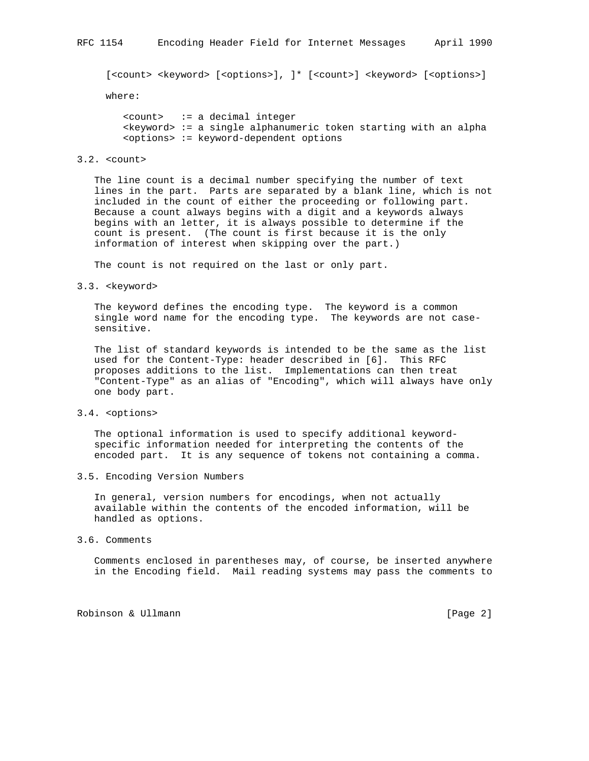```
[<count> <keyword> [<options>], ]* [<count>] <keyword> [<options>]
```

where:

```
<count>   := a decimal integer
<keyword> := a single alphanumeric token starting with an alpha
<options> := keyword-dependent options
```

### 3.2. <count>

The line count is a decimal number specifying the number of text lines in the part. Parts are separated by a blank line, which is not included in the count of either the proceeding or following part. Because a count always begins with a digit and a keywords always begins with an letter, it is always possible to determine if the count is present. (The count is first because it is the only information of interest when skipping over the part.)

The count is not required on the last or only part.

### 3.3. <keyword>

The keyword defines the encoding type. The keyword is a common single word name for the encoding type. The keywords are not case-sensitive.

The list of standard keywords is intended to be the same as the list used for the Content-Type: header described in [6]. This RFC proposes additions to the list. Implementations can then treat "Content-Type" as an alias of "Encoding", which will always have only one body part.

### 3.4. <options>

The optional information is used to specify additional keyword-specific information needed for interpreting the contents of the encoded part. It is any sequence of tokens not containing a comma.

### 3.5. Encoding Version Numbers

In general, version numbers for encodings, when not actually available within the contents of the encoded information, will be handled as options.

### 3.6. Comments

Comments enclosed in parentheses may, of course, be inserted anywhere in the Encoding field. Mail reading systems may pass the comments to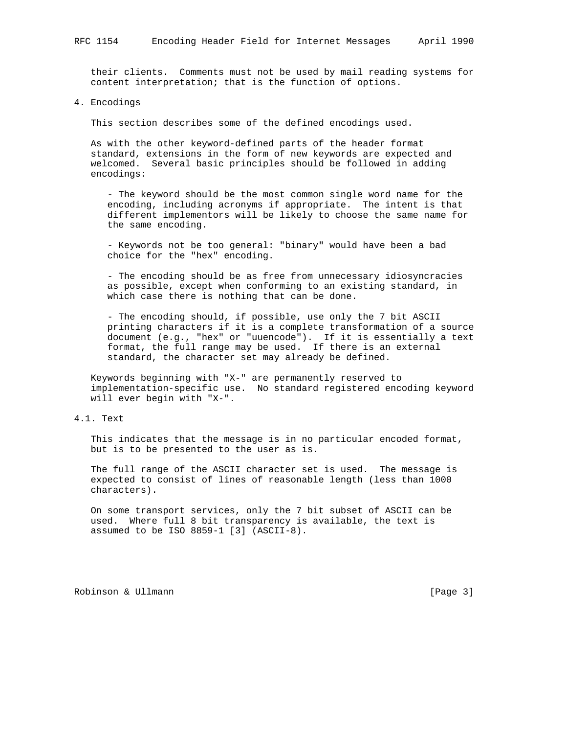their clients. Comments must not be used by mail reading systems for content interpretation; that is the function of options.

## 4. Encodings

This section describes some of the defined encodings used.

As with the other keyword-defined parts of the header format standard, extensions in the form of new keywords are expected and welcomed. Several basic principles should be followed in adding encodings:

- The keyword should be the most common single word name for the encoding, including acronyms if appropriate. The intent is that different implementors will be likely to choose the same name for the same encoding.

- Keywords not be too general: "binary" would have been a bad choice for the "hex" encoding.

- The encoding should be as free from unnecessary idiosyncracies as possible, except when conforming to an existing standard, in which case there is nothing that can be done.

- The encoding should, if possible, use only the 7 bit ASCII printing characters if it is a complete transformation of a source document (e.g., "hex" or "uuencode"). If it is essentially a text format, the full range may be used. If there is an external standard, the character set may already be defined.

Keywords beginning with "X-" are permanently reserved to implementation-specific use. No standard registered encoding keyword will ever begin with "X-".

### 4.1. Text

This indicates that the message is in no particular encoded format, but is to be presented to the user as is.

The full range of the ASCII character set is used. The message is expected to consist of lines of reasonable length (less than 1000 characters).

On some transport services, only the 7 bit subset of ASCII can be used. Where full 8 bit transparency is available, the text is assumed to be ISO 8859-1 [3] (ASCII-8).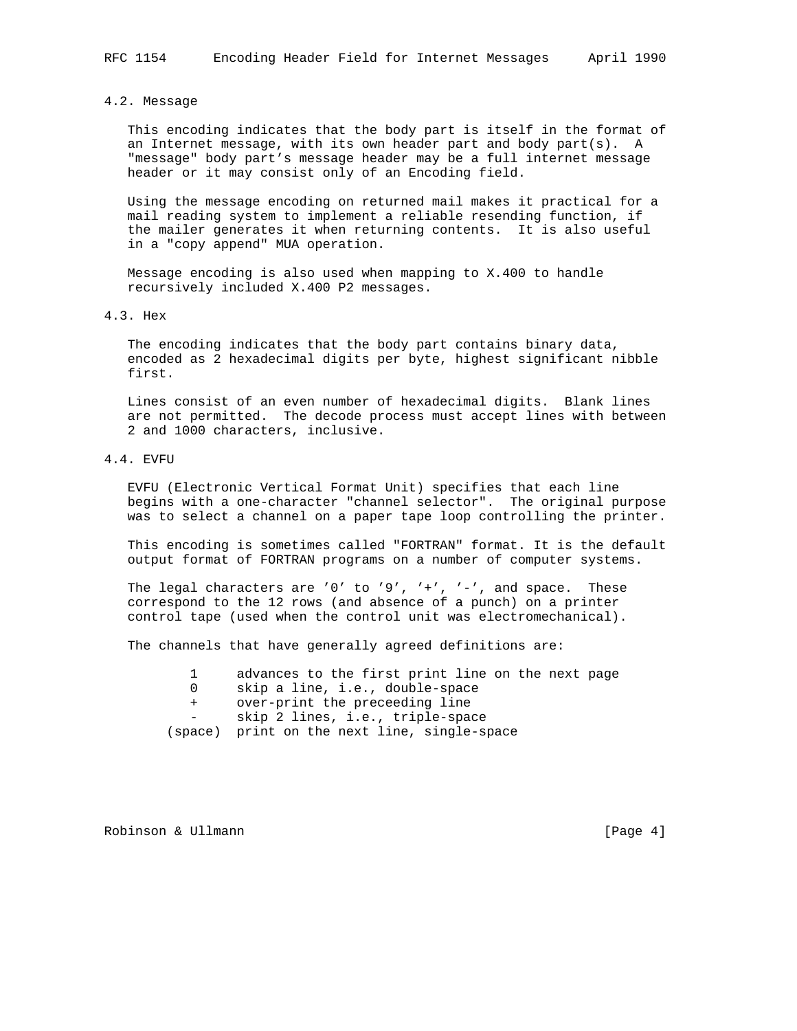### 4.2. Message

This encoding indicates that the body part is itself in the format of an Internet message, with its own header part and body part(s). A "message" body part's message header may be a full internet message header or it may consist only of an Encoding field.

Using the message encoding on returned mail makes it practical for a mail reading system to implement a reliable resending function, if the mailer generates it when returning contents. It is also useful in a "copy append" MUA operation.

Message encoding is also used when mapping to X.400 to handle recursively included X.400 P2 messages.

### 4.3. Hex

The encoding indicates that the body part contains binary data, encoded as 2 hexadecimal digits per byte, highest significant nibble first.

Lines consist of an even number of hexadecimal digits. Blank lines are not permitted. The decode process must accept lines with between 2 and 1000 characters, inclusive.

### 4.4. EVFU

EVFU (Electronic Vertical Format Unit) specifies that each line begins with a one-character "channel selector". The original purpose was to select a channel on a paper tape loop controlling the printer.

This encoding is sometimes called "FORTRAN" format. It is the default output format of FORTRAN programs on a number of computer systems.

The legal characters are '0' to '9', '+', '-', and space. These correspond to the 12 rows (and absence of a punch) on a printer control tape (used when the control unit was electromechanical).

The channels that have generally agreed definitions are:

```
       1     advances to the first print line on the next page
       0     skip a line, i.e., double-space
       +     over-print the preceeding line
       -     skip 2 lines, i.e., triple-space
    (space)  print on the next line, single-space
```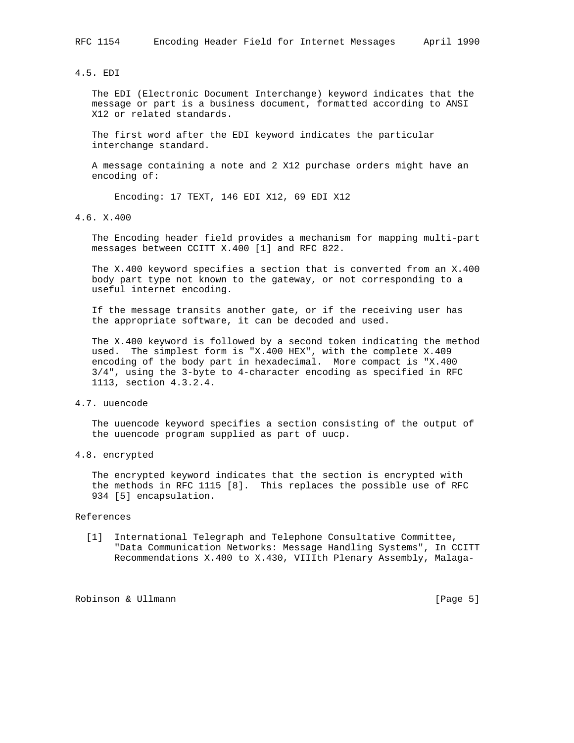### 4.5. EDI

The EDI (Electronic Document Interchange) keyword indicates that the message or part is a business document, formatted according to ANSI X12 or related standards.

The first word after the EDI keyword indicates the particular interchange standard.

A message containing a note and 2 X12 purchase orders might have an encoding of:

```
Encoding: 17 TEXT, 146 EDI X12, 69 EDI X12
```

### 4.6. X.400

The Encoding header field provides a mechanism for mapping multi-part messages between CCITT X.400 [1] and RFC 822.

The X.400 keyword specifies a section that is converted from an X.400 body part type not known to the gateway, or not corresponding to a useful internet encoding.

If the message transits another gate, or if the receiving user has the appropriate software, it can be decoded and used.

The X.400 keyword is followed by a second token indicating the method used. The simplest form is "X.400 HEX", with the complete X.409 encoding of the body part in hexadecimal. More compact is "X.400 3/4", using the 3-byte to 4-character encoding as specified in RFC 1113, section 4.3.2.4.

### 4.7. uuencode

The uuencode keyword specifies a section consisting of the output of the uuencode program supplied as part of uucp.

### 4.8. encrypted

The encrypted keyword indicates that the section is encrypted with the methods in RFC 1115 [8]. This replaces the possible use of RFC 934 [5] encapsulation.

## References

[1] International Telegraph and Telephone Consultative Committee, "Data Communication Networks: Message Handling Systems", In CCITT Recommendations X.400 to X.430, VIIIth Plenary Assembly, Malaga-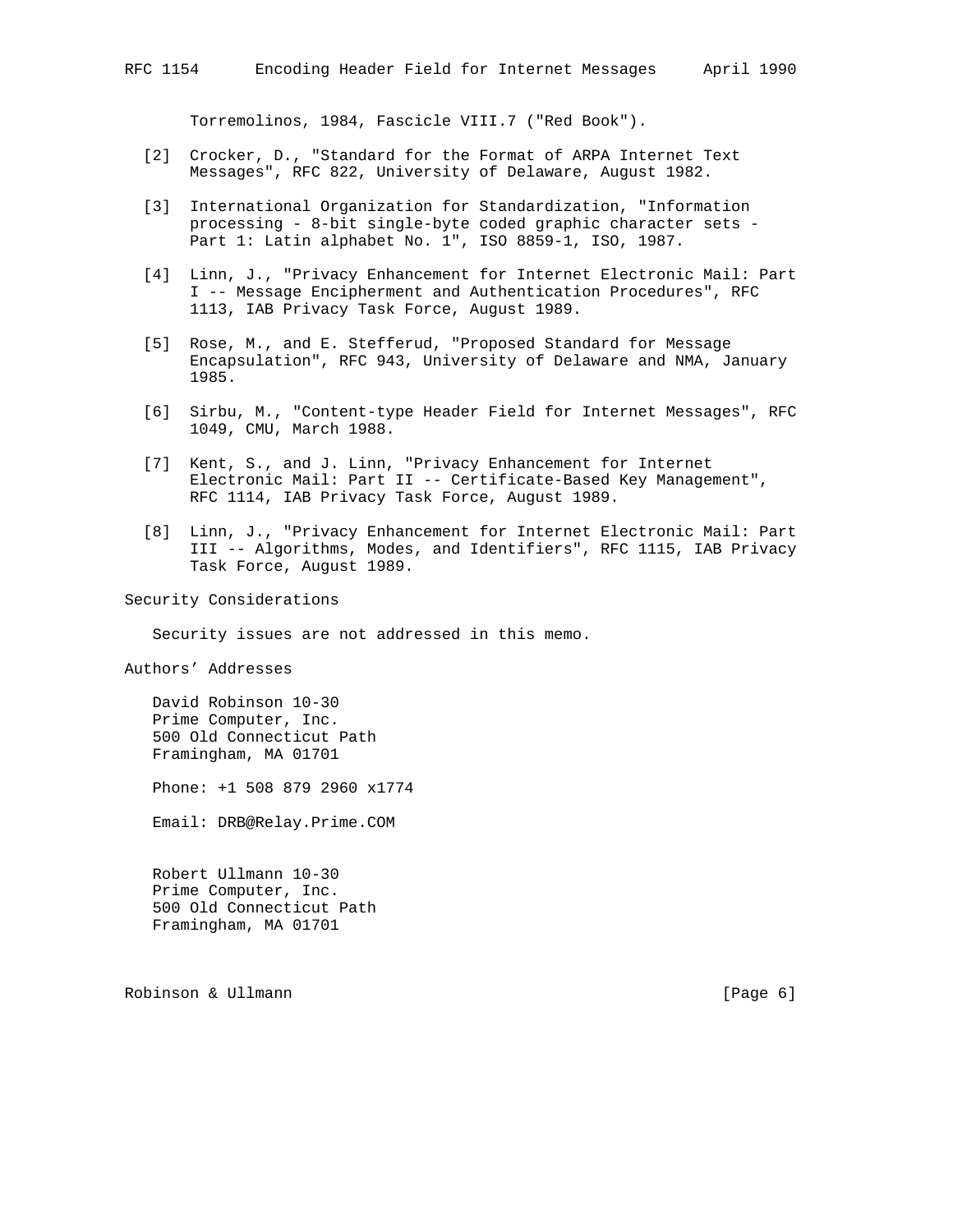Torremolinos, 1984, Fascicle VIII.7 ("Red Book").

[2] Crocker, D., "Standard for the Format of ARPA Internet Text Messages", RFC 822, University of Delaware, August 1982.

[3] International Organization for Standardization, "Information processing - 8-bit single-byte coded graphic character sets - Part 1: Latin alphabet No. 1", ISO 8859-1, ISO, 1987.

[4] Linn, J., "Privacy Enhancement for Internet Electronic Mail: Part I -- Message Encipherment and Authentication Procedures", RFC 1113, IAB Privacy Task Force, August 1989.

[5] Rose, M., and E. Stefferud, "Proposed Standard for Message Encapsulation", RFC 943, University of Delaware and NMA, January 1985.

[6] Sirbu, M., "Content-type Header Field for Internet Messages", RFC 1049, CMU, March 1988.

[7] Kent, S., and J. Linn, "Privacy Enhancement for Internet Electronic Mail: Part II -- Certificate-Based Key Management", RFC 1114, IAB Privacy Task Force, August 1989.

[8] Linn, J., "Privacy Enhancement for Internet Electronic Mail: Part III -- Algorithms, Modes, and Identifiers", RFC 1115, IAB Privacy Task Force, August 1989.

## Security Considerations

Security issues are not addressed in this memo.

## Authors' Addresses

David Robinson 10-30
Prime Computer, Inc.
500 Old Connecticut Path
Framingham, MA 01701

Phone: +1 508 879 2960 x1774

Email: DRB@Relay.Prime.COM

Robert Ullmann 10-30
Prime Computer, Inc.
500 Old Connecticut Path
Framingham, MA 01701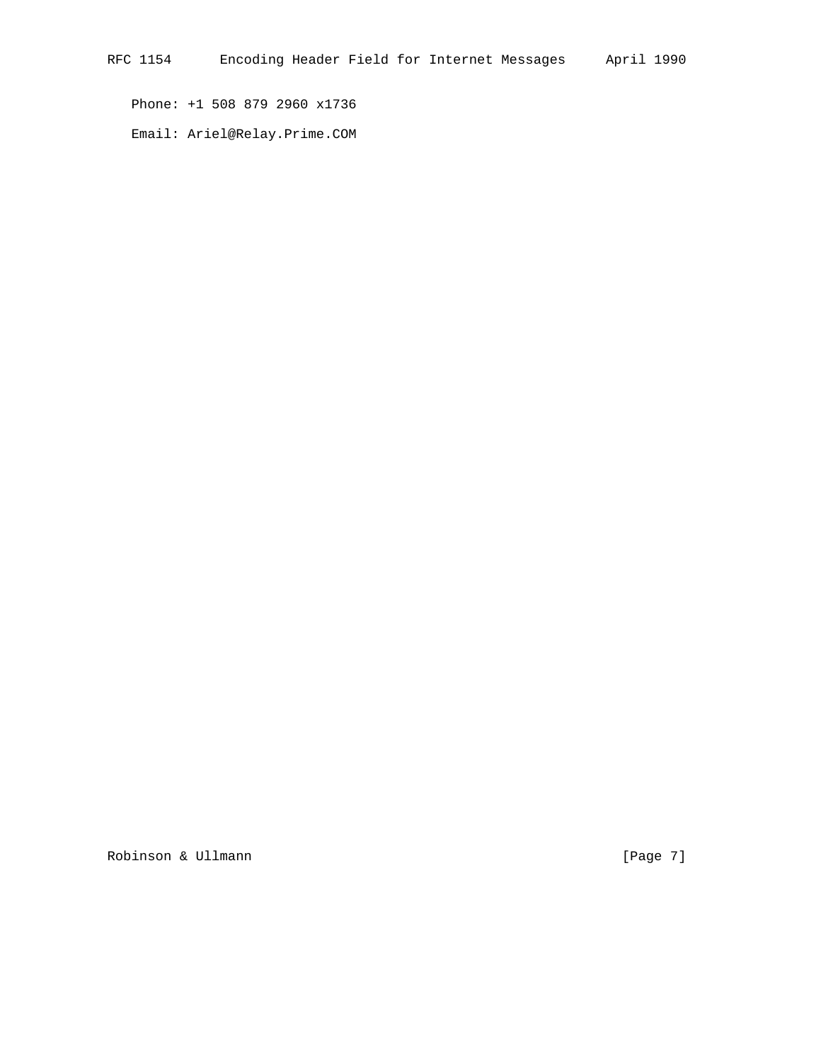Phone: +1 508 879 2960 x1736

Email: Ariel@Relay.Prime.COM